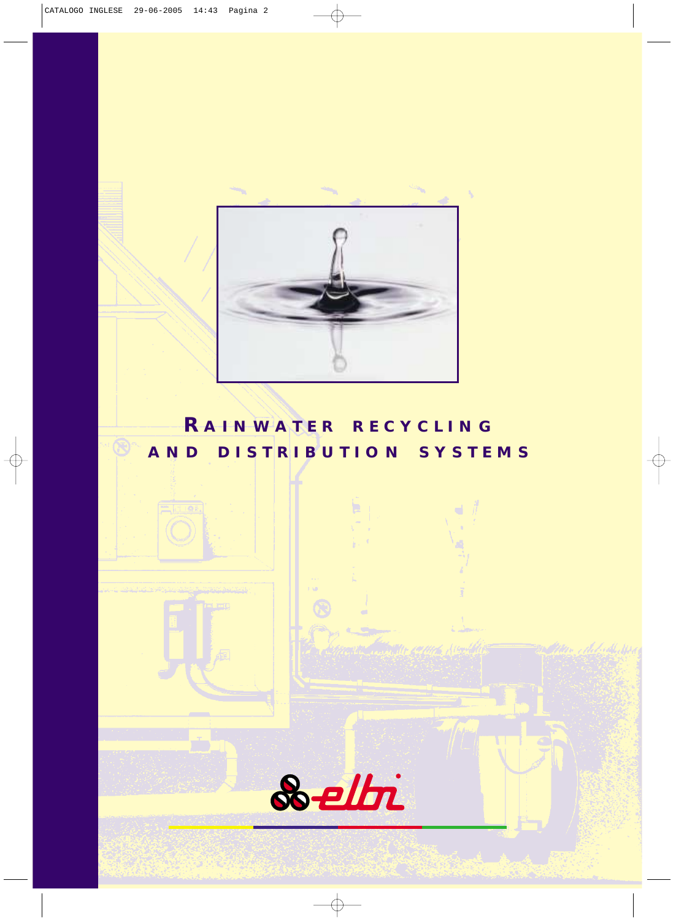# RAINWATER RECYCLING AND DISTRIBUTION SYSTEMS

elbi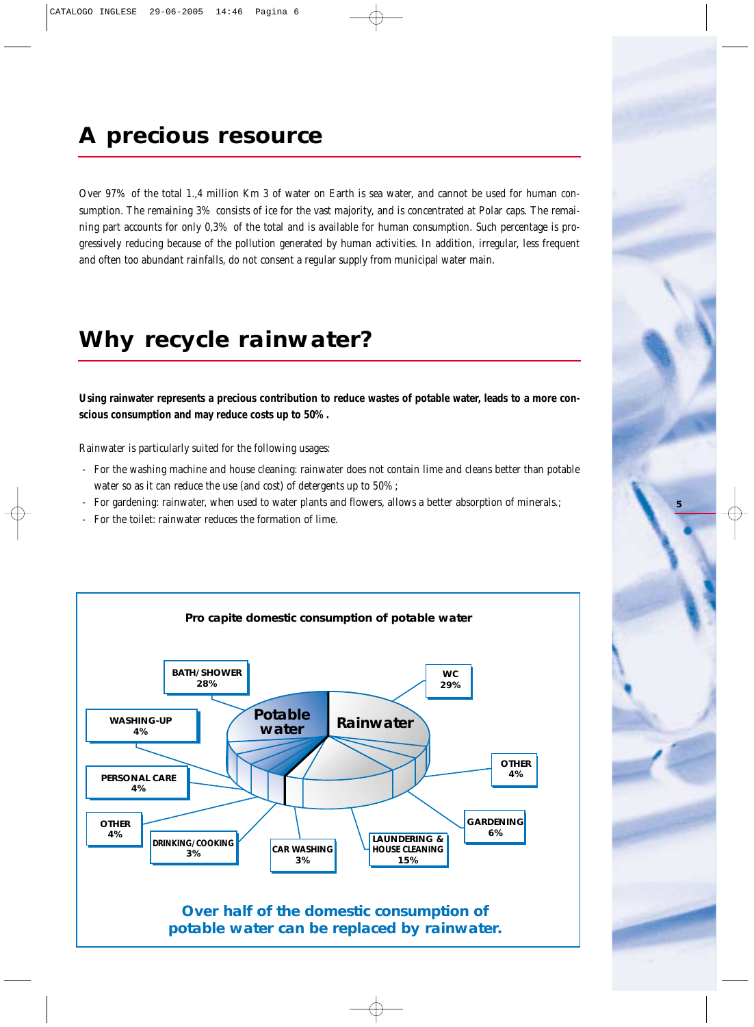# A precious resource

Over 97% of the total 1.,4 million Km 3 of water on Earth is sea water, and cannot be used for human consumption. The remaining 3% consists of ice for the vast majority, and is concentrated at Polar caps. The remaining part accounts for only 0,3% of the total and is available for human consumption. Such percentage is progressively reducing because of the pollution generated by human activities. In addition, irregular, less frequent and often too abundant rainfalls, do not consent a regular supply from municipal water main.

# Why recycle rainwater?

**Using rainwater represents a precious contribution to reduce wastes of potable water, leads to a more conscious consumption and may reduce costs up to 50%.**

Rainwater is particularly suited for the following usages:

- For the washing machine and house cleaning: rainwater does not contain lime and cleans better than potable water so as it can reduce the use (and cost) of detergents up to 50%;
- For gardening: rainwater, when used to water plants and flowers, allows a better absorption of minerals.;
- For the toilet: rainwater reduces the formation of lime.

**Pro capite domestic consumption of potable water**

| Potable water | | Rainwater | |
|---|---|---|---|
| BATH/SHOWER | 28% | WC | 29% |
| WASHING-UP | 4% | OTHER | 4% |
| PERSONAL CARE | 4% | GARDENING | 6% |
| OTHER | 4% | LAUNDERING & HOUSE CLEANING | 15% |
| DRINKING/COOKING | 3% | CAR WASHING | 3% |

**Over half of the domestic consumption of potable water can be replaced by rainwater.**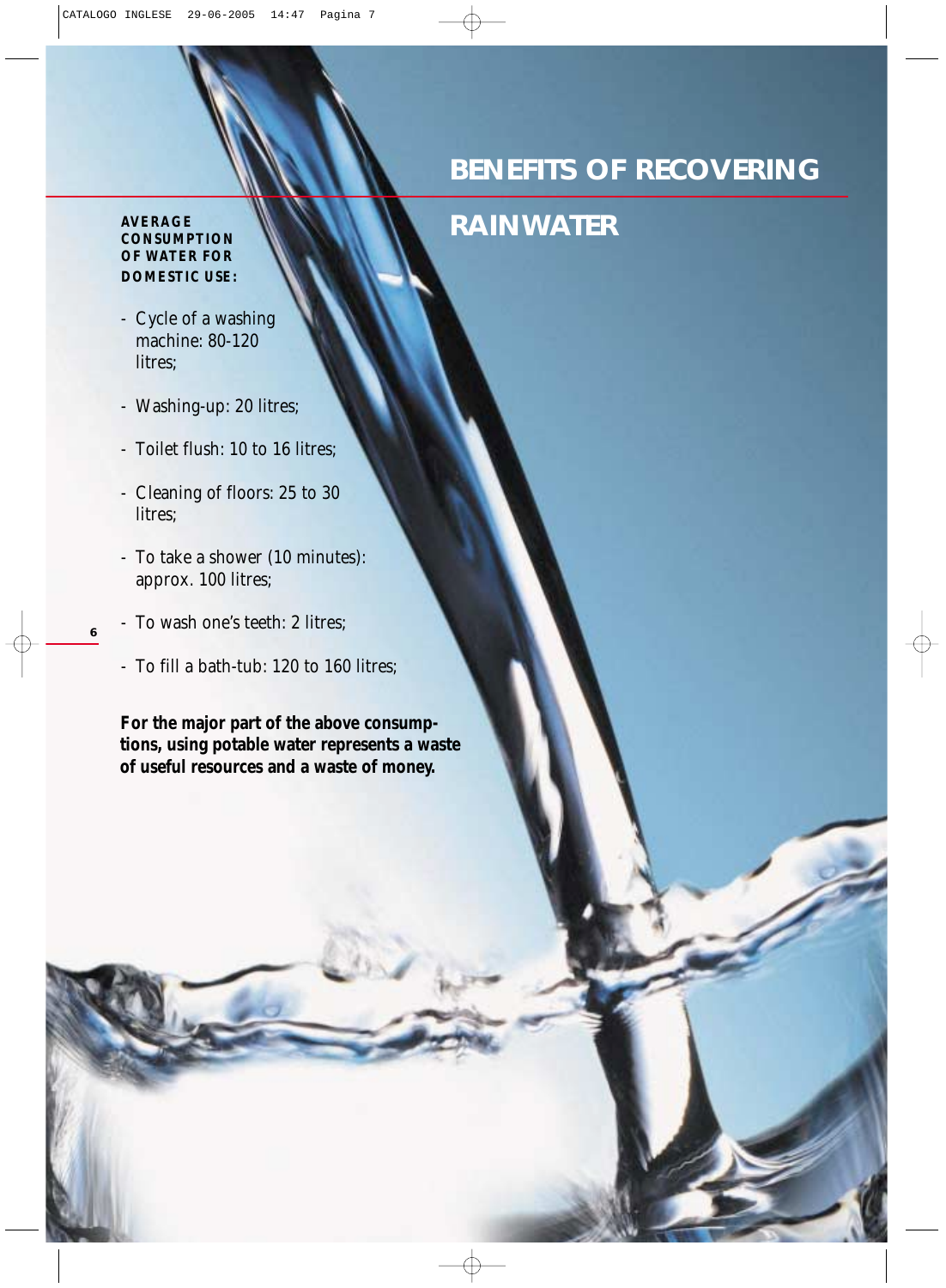# BENEFITS OF RECOVERING RAINWATER

**AVERAGE CONSUMPTION OF WATER FOR DOMESTIC USE:**

- Cycle of a washing machine: 80-120 litres;
- Washing-up: 20 litres;
- Toilet flush: 10 to 16 litres;
- Cleaning of floors: 25 to 30 litres;
- To take a shower (10 minutes): approx. 100 litres;
- To wash one's teeth: 2 litres;
- To fill a bath-tub: 120 to 160 litres;

**For the major part of the above consumptions, using potable water represents a waste of useful resources and a waste of money.**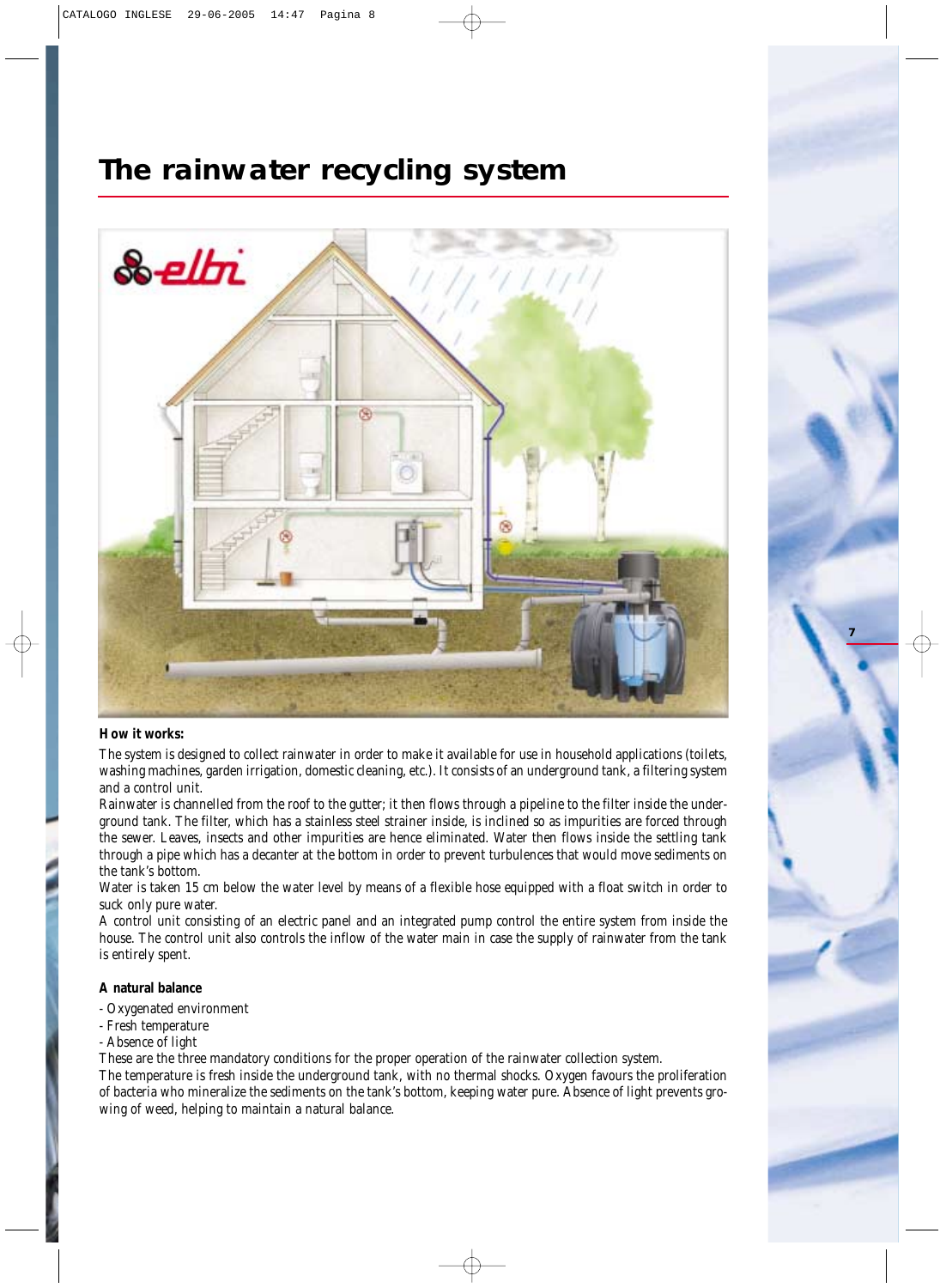# The rainwater recycling system

**How it works:**

The system is designed to collect rainwater in order to make it available for use in household applications (toilets, washing machines, garden irrigation, domestic cleaning, etc.). It consists of an underground tank, a filtering system and a control unit.

Rainwater is channelled from the roof to the gutter; it then flows through a pipeline to the filter inside the underground tank. The filter, which has a stainless steel strainer inside, is inclined so as impurities are forced through the sewer. Leaves, insects and other impurities are hence eliminated. Water then flows inside the settling tank through a pipe which has a decanter at the bottom in order to prevent turbulences that would move sediments on the tank's bottom.

Water is taken 15 cm below the water level by means of a flexible hose equipped with a float switch in order to suck only pure water.

A control unit consisting of an electric panel and an integrated pump control the entire system from inside the house. The control unit also controls the inflow of the water main in case the supply of rainwater from the tank is entirely spent.

**A natural balance**

- Oxygenated environment
- Fresh temperature
- Absence of light

These are the three mandatory conditions for the proper operation of the rainwater collection system.

The temperature is fresh inside the underground tank, with no thermal shocks. Oxygen favours the proliferation of bacteria who mineralize the sediments on the tank's bottom, keeping water pure. Absence of light prevents growing of weed, helping to maintain a natural balance.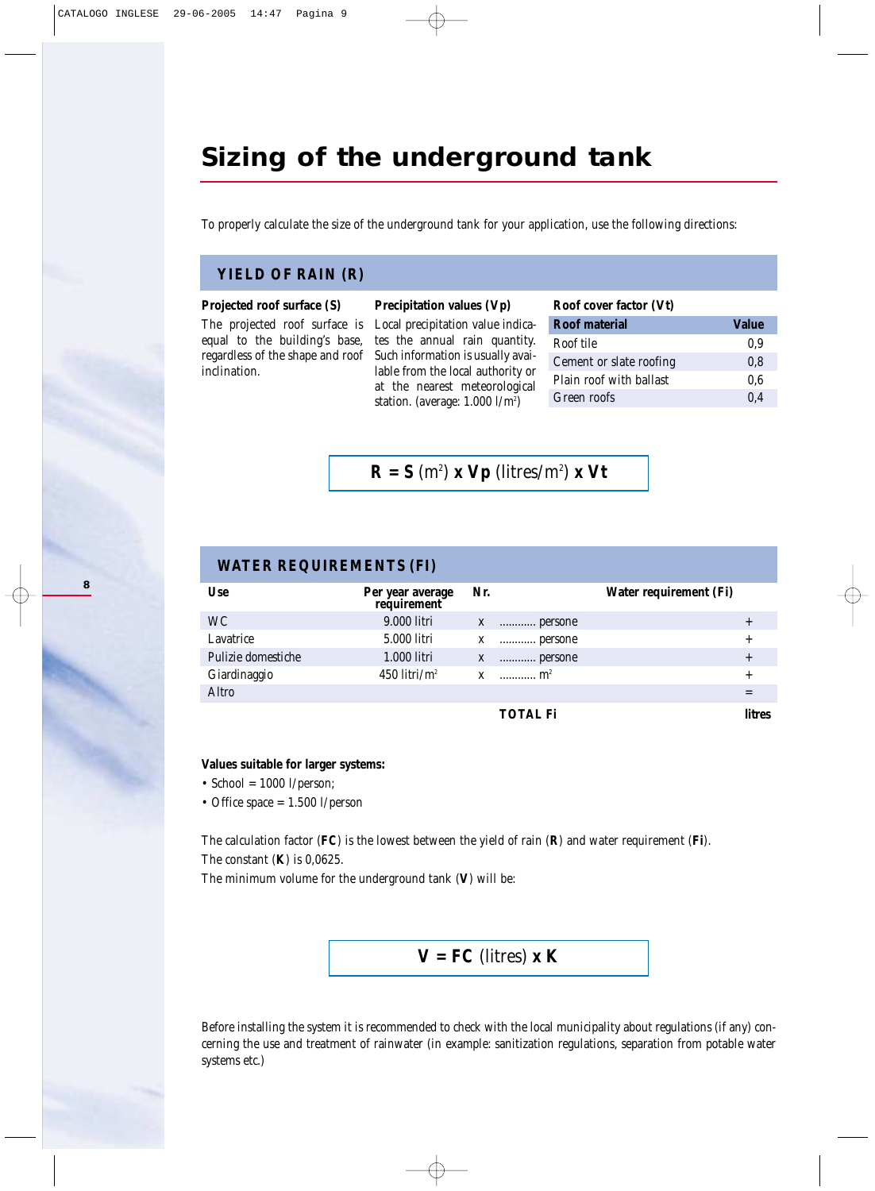# Sizing of the underground tank

To properly calculate the size of the underground tank for your application, use the following directions:

## YIELD OF RAIN (R)

**Projected roof surface (S)**

The projected roof surface is equal to the building's base, regardless of the shape and roof inclination.

**Precipitation values (Vp)**

Local precipitation value indicates the annual rain quantity. Such information is usually available from the local authority or at the nearest meteorological station. (average: 1.000 l/m²)

**Roof cover factor (Vt)**

| Roof material | Value |
|---|---|
| Roof tile | 0,9 |
| Cement or slate roofing | 0,8 |
| Plain roof with ballast | 0,6 |
| Green roofs | 0,4 |

$$\mathbf{R = S}\ (m^2)\ \mathbf{x\ Vp}\ (\text{litres}/m^2)\ \mathbf{x\ Vt}$$

## WATER REQUIREMENTS (FI)

| Use | Per year average requirement | Nr. | | Water requirement (Fi) |
|---|---|---|---|---|
| WC | 9.000 litri | x | ........... persone | + |
| Lavatrice | 5.000 litri | x | ........... persone | + |
| Pulizie domestiche | 1.000 litri | x | ........... persone | + |
| Giardinaggio | 450 litri/m² | x | ........... m² | + |
| Altro | | | | = |
| | | | **TOTAL Fi** | **litres** |

**Values suitable for larger systems:**

- School = 1000 l/person;
- Office space = 1.500 l/person

The calculation factor (**FC**) is the lowest between the yield of rain (**R**) and water requirement (**Fi**).

The constant (**K**) is 0,0625.

The minimum volume for the underground tank (**V**) will be:

$$\mathbf{V = FC}\ (\text{litres})\ \mathbf{x\ K}$$

Before installing the system it is recommended to check with the local municipality about regulations (if any) concerning the use and treatment of rainwater (in example: sanitization regulations, separation from potable water systems etc.)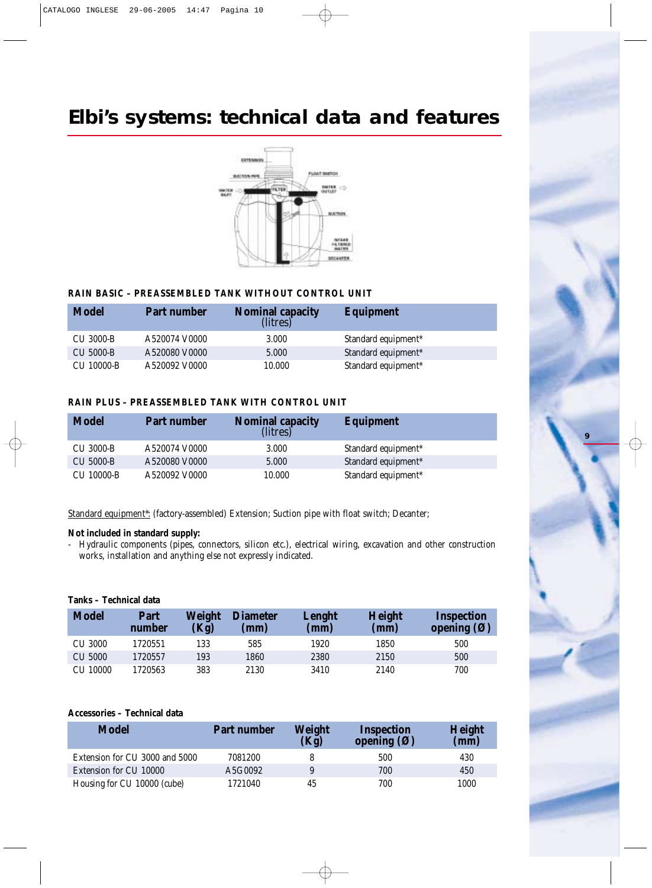# Elbi's systems: technical data and features

### RAIN BASIC – PREASSEMBLED TANK WITHOUT CONTROL UNIT

| Model | Part number | Nominal capacity (litres) | Equipment |
|---|---|---|---|
| CU 3000-B | A520074 V0000 | 3.000 | Standard equipment* |
| CU 5000-B | A520080 V0000 | 5.000 | Standard equipment* |
| CU 10000-B | A520092 V0000 | 10.000 | Standard equipment* |

### RAIN PLUS – PREASSEMBLED TANK WITH CONTROL UNIT

| Model | Part number | Nominal capacity (litres) | Equipment |
|---|---|---|---|
| CU 3000-B | A520074 V0000 | 3.000 | Standard equipment* |
| CU 5000-B | A520080 V0000 | 5.000 | Standard equipment* |
| CU 10000-B | A520092 V0000 | 10.000 | Standard equipment* |

Standard equipment*: (factory-assembled) Extension; Suction pipe with float switch; Decanter;

**Not included in standard supply:**

- Hydraulic components (pipes, connectors, silicon etc.), electrical wiring, excavation and other construction works, installation and anything else not expressly indicated.

**Tanks – Technical data**

| Model | Part number | Weight (Kg) | Diameter (mm) | Lenght (mm) | Height (mm) | Inspection opening (Ø) |
|---|---|---|---|---|---|---|
| CU 3000 | 1720551 | 133 | 585 | 1920 | 1850 | 500 |
| CU 5000 | 1720557 | 193 | 1860 | 2380 | 2150 | 500 |
| CU 10000 | 1720563 | 383 | 2130 | 3410 | 2140 | 700 |

**Accessories – Technical data**

| Model | Part number | Weight (Kg) | Inspection opening (Ø) | Height (mm) |
|---|---|---|---|---|
| Extension for CU 3000 and 5000 | 7081200 | 8 | 500 | 430 |
| Extension for CU 10000 | A5G0092 | 9 | 700 | 450 |
| Housing for CU 10000 (cube) | 1721040 | 45 | 700 | 1000 |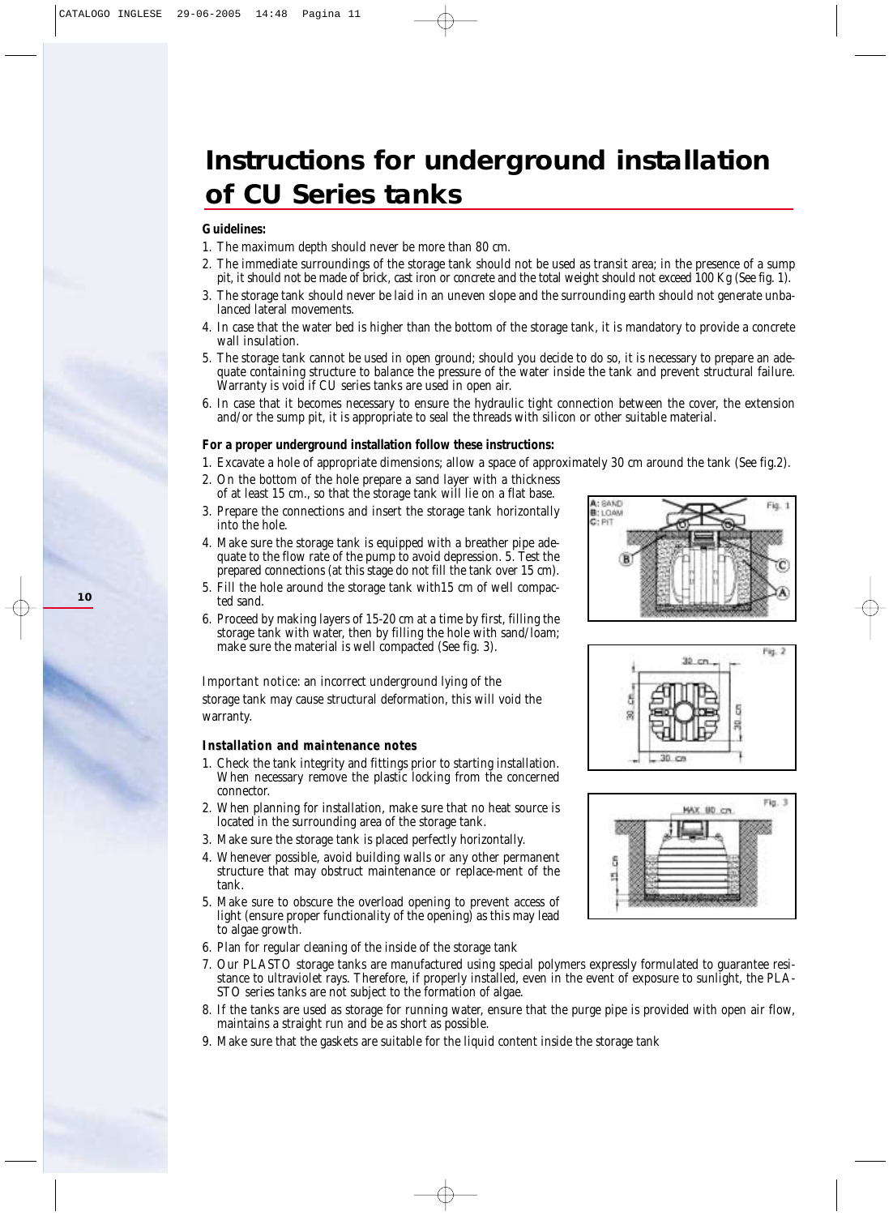# Instructions for underground installation of CU Series tanks

**Guidelines:**

1. The maximum depth should never be more than 80 cm.
2. The immediate surroundings of the storage tank should not be used as transit area; in the presence of a sump pit, it should not be made of brick, cast iron or concrete and the total weight should not exceed 100 Kg (See fig. 1).
3. The storage tank should never be laid in an uneven slope and the surrounding earth should not generate unbalanced lateral movements.
4. In case that the water bed is higher than the bottom of the storage tank, it is mandatory to provide a concrete wall insulation.
5. The storage tank cannot be used in open ground; should you decide to do so, it is necessary to prepare an adequate containing structure to balance the pressure of the water inside the tank and prevent structural failure. Warranty is void if CU series tanks are used in open air.
6. In case that it becomes necessary to ensure the hydraulic tight connection between the cover, the extension and/or the sump pit, it is appropriate to seal the threads with silicon or other suitable material.

**For a proper underground installation follow these instructions:**

1. Excavate a hole of appropriate dimensions; allow a space of approximately 30 cm around the tank (See fig.2).
2. On the bottom of the hole prepare a sand layer with a thickness of at least 15 cm., so that the storage tank will lie on a flat base.
3. Prepare the connections and insert the storage tank horizontally into the hole.
4. Make sure the storage tank is equipped with a breather pipe adequate to the flow rate of the pump to avoid depression. 5. Test the prepared connections (at this stage do not fill the tank over 15 cm).
5. Fill the hole around the storage tank with15 cm of well compacted sand.
6. Proceed by making layers of 15-20 cm at a time by first, filling the storage tank with water, then by filling the hole with sand/loam; make sure the material is well compacted (See fig. 3).

A: SAND
B: LOAM
C: PIT

Fig. 1

Fig. 2

Fig. 3

Important notice: an incorrect underground lying of the storage tank may cause structural deformation, this will void the warranty.

**Installation and maintenance notes**

1. Check the tank integrity and fittings prior to starting installation. When necessary remove the plastic locking from the concerned connector.
2. When planning for installation, make sure that no heat source is located in the surrounding area of the storage tank.
3. Make sure the storage tank is placed perfectly horizontally.
4. Whenever possible, avoid building walls or any other permanent structure that may obstruct maintenance or replace-ment of the tank.
5. Make sure to obscure the overload opening to prevent access of light (ensure proper functionality of the opening) as this may lead to algae growth.
6. Plan for regular cleaning of the inside of the storage tank
7. Our PLASTO storage tanks are manufactured using special polymers expressly formulated to guarantee resistance to ultraviolet rays. Therefore, if properly installed, even in the event of exposure to sunlight, the PLASTO series tanks are not subject to the formation of algae.
8. If the tanks are used as storage for running water, ensure that the purge pipe is provided with open air flow, maintains a straight run and be as short as possible.
9. Make sure that the gaskets are suitable for the liquid content inside the storage tank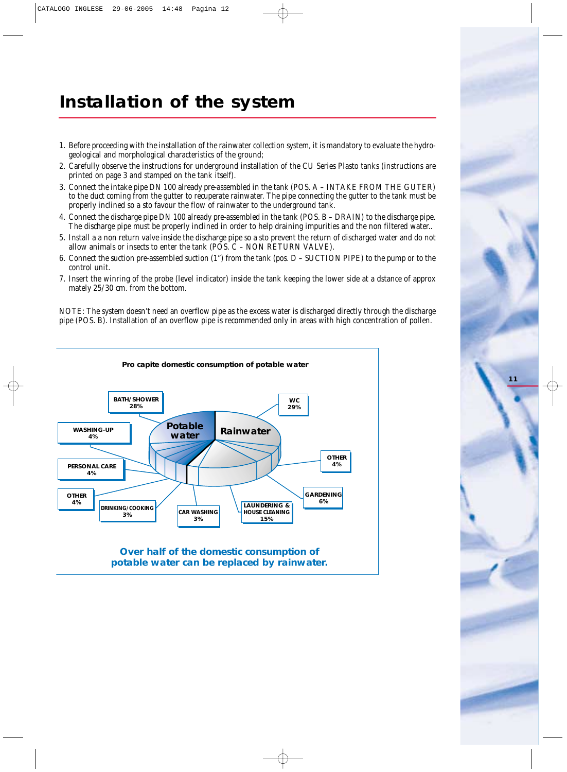# Installation of the system

1. Before proceeding with the installation of the rainwater collection system, it is mandatory to evaluate the hydro-geological and morphological characteristics of the ground;
2. Carefully observe the instructions for underground installation of the CU Series Plasto tanks (instructions are printed on page 3 and stamped on the tank itself).
3. Connect the intake pipe DN 100 already pre-assembled in the tank (POS. A – INTAKE FROM THE GUTER) to the duct coming from the gutter to recuperate rainwater. The pipe connecting the gutter to the tank must be properly inclined so a sto favour the flow of rainwater to the underground tank.
4. Connect the discharge pipe DN 100 already pre-assembled in the tank (POS. B – DRAIN) to the discharge pipe. The discharge pipe must be properly inclined in order to help draining impurities and the non filtered water..
5. Install a a non return valve inside the discharge pipe so a sto prevent the return of discharged water and do not allow animals or insects to enter the tank (POS. C – NON RETURN VALVE).
6. Connect the suction pre-assembled suction (1") from the tank (pos. D – SUCTION PIPE) to the pump or to the control unit.
7. Insert the winring of the probe (level indicator) inside the tank keeping the lower side at a dstance of approx mately 25/30 cm. from the bottom.

NOTE: The system doesn't need an overflow pipe as the excess water is discharged directly through the discharge pipe (POS. B). Installation of an overflow pipe is recommended only in areas with high concentration of pollen.

**Pro capite domestic consumption of potable water**

| Use | Share |
|---|---|
| **Potable water** | |
| BATH/SHOWER | 28% |
| WASHING-UP | 4% |
| PERSONAL CARE | 4% |
| OTHER | 4% |
| DRINKING/COOKING | 3% |
| **Rainwater** | |
| WC | 29% |
| OTHER | 4% |
| GARDENING | 6% |
| LAUNDERING & HOUSE CLEANING | 15% |
| CAR WASHING | 3% |

**Over half of the domestic consumption of potable water can be replaced by rainwater.**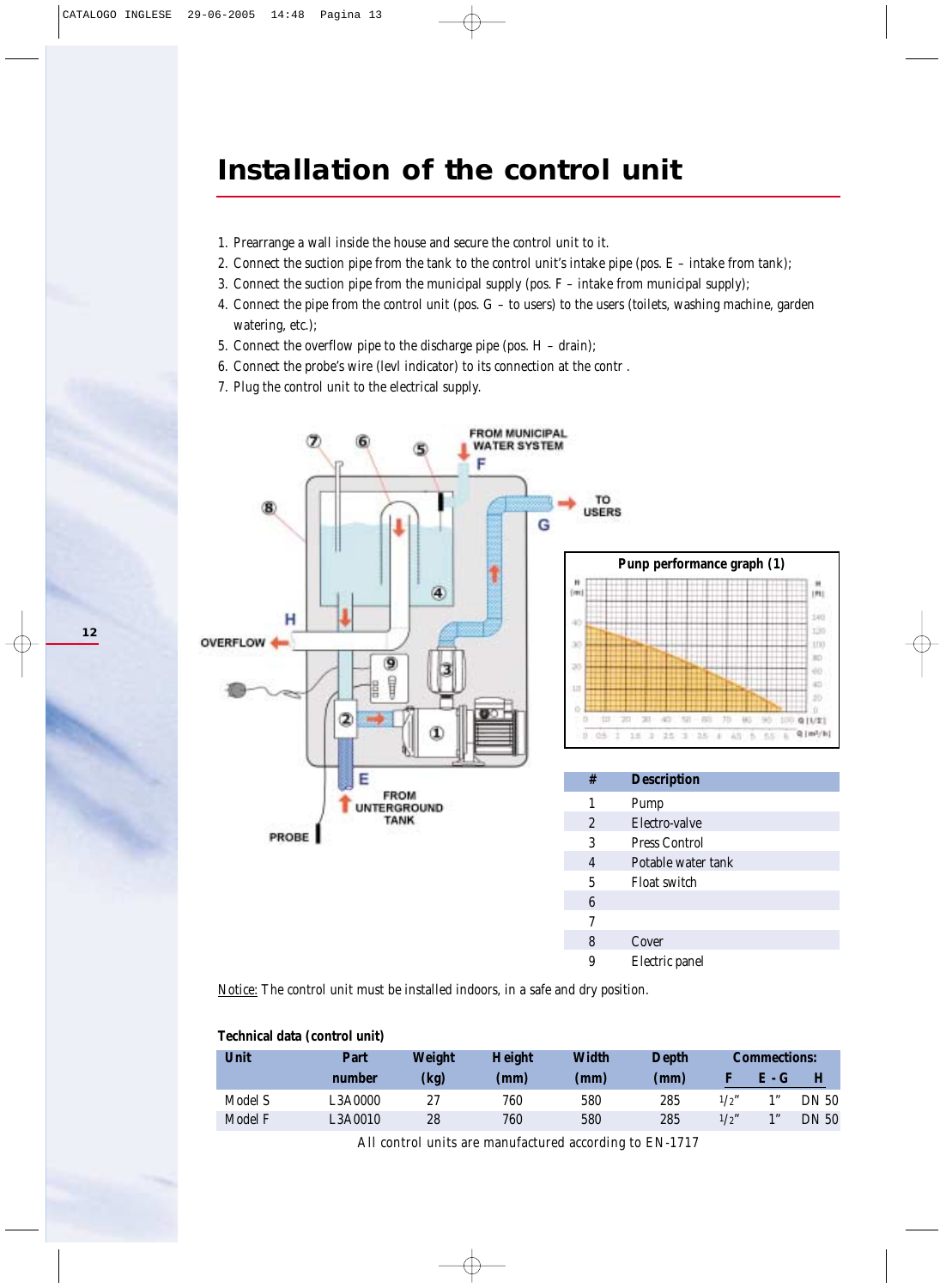# Installation of the control unit

1. Prearrange a wall inside the house and secure the control unit to it.
2. Connect the suction pipe from the tank to the control unit's intake pipe (pos. E – intake from tank);
3. Connect the suction pipe from the municipal supply (pos. F – intake from municipal supply);
4. Connect the pipe from the control unit (pos. G – to users) to the users (toilets, washing machine, garden watering, etc.);
5. Connect the overflow pipe to the discharge pipe (pos. H – drain);
6. Connect the probe's wire (levl indicator) to its connection at the contr .
7. Plug the control unit to the electrical supply.

FROM MUNICIPAL WATER SYSTEM F

TO USERS G

H OVERFLOW

E FROM UNTERGROUND TANK

PROBE

**Punp performance graph (1)**

| # | Description |
|---|---|
| 1 | Pump |
| 2 | Electro-valve |
| 3 | Press Control |
| 4 | Potable water tank |
| 5 | Float switch |
| 6 | |
| 7 | |
| 8 | Cover |
| 9 | Electric panel |

Notice: The control unit must be installed indoors, in a safe and dry position.

**Technical data (control unit)**

| Unit | Part number | Weight (kg) | Height (mm) | Width (mm) | Depth (mm) | Commections: F | E - G | H |
|---|---|---|---|---|---|---|---|---|
| Model S | L3A0000 | 27 | 760 | 580 | 285 | 1/2" | 1" | DN 50 |
| Model F | L3A0010 | 28 | 760 | 580 | 285 | 1/2" | 1" | DN 50 |

All control units are manufactured according to EN-1717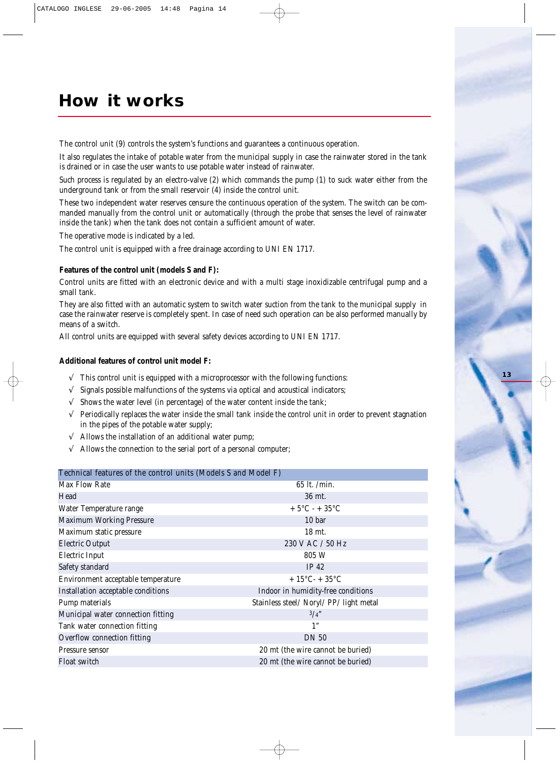# How it works

The control unit (9) controls the system's functions and guarantees a continuous operation.

It also regulates the intake of potable water from the municipal supply in case the rainwater stored in the tank is drained or in case the user wants to use potable water instead of rainwater.

Such process is regulated by an electro-valve (2) which commands the pump (1) to suck water either from the underground tank or from the small reservoir (4) inside the control unit.

These two independent water reserves censure the continuous operation of the system. The switch can be commanded manually from the control unit or automatically (through the probe that senses the level of rainwater inside the tank) when the tank does not contain a sufficient amount of water.

The operative mode is indicated by a led.

The control unit is equipped with a free drainage according to UNI EN 1717.

**Features of the control unit (models S and F):**

Control units are fitted with an electronic device and with a multi stage inoxidizable centrifugal pump and a small tank.

They are also fitted with an automatic system to switch water suction from the tank to the municipal supply in case the rainwater reserve is completely spent. In case of need such operation can be also performed manually by means of a switch.

All control units are equipped with several safety devices according to UNI EN 1717.

**Additional features of control unit model F:**

- √ This control unit is equipped with a microprocessor with the following functions:
- √ Signals possible malfunctions of the systems via optical and acoustical indicators;
- √ Shows the water level (in percentage) of the water content inside the tank;
- √ Periodically replaces the water inside the small tank inside the control unit in order to prevent stagnation in the pipes of the potable water supply;
- √ Allows the installation of an additional water pump;
- √ Allows the connection to the serial port of a personal computer;

| Technical features of the control units (Models S and Model F) | |
|---|---|
| Max Flow Rate | 65 lt. /min. |
| Head | 36 mt. |
| Water Temperature range | + 5°C - + 35°C |
| Maximum Working Pressure | 10 bar |
| Maximum static pressure | 18 mt. |
| Electric Output | 230 V AC / 50 Hz |
| Electric Input | 805 W |
| Safety standard | IP 42 |
| Environment acceptable temperature | + 15°C- + 35°C |
| Installation acceptable conditions | Indoor in humidity-free conditions |
| Pump materials | Stainless steel/ Noryl/ PP/ light metal |
| Municipal water connection fitting | 3/4" |
| Tank water connection fitting | 1" |
| Overflow connection fitting | DN 50 |
| Pressure sensor | 20 mt (the wire cannot be buried) |
| Float switch | 20 mt (the wire cannot be buried) |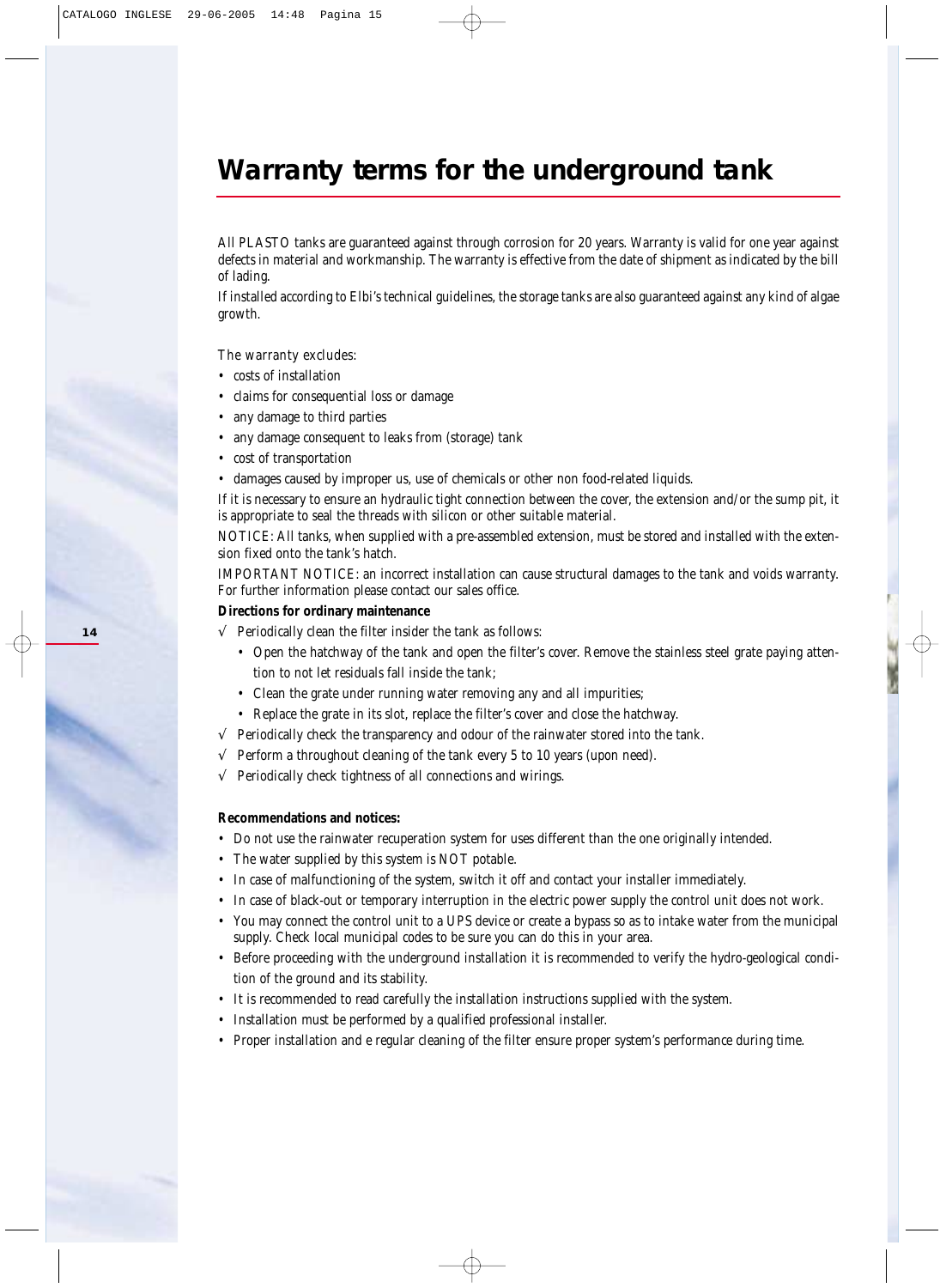# Warranty terms for the underground tank

All PLASTO tanks are guaranteed against through corrosion for 20 years. Warranty is valid for one year against defects in material and workmanship. The warranty is effective from the date of shipment as indicated by the bill of lading.

If installed according to Elbi's technical guidelines, the storage tanks are also guaranteed against any kind of algae growth.

The warranty excludes:

- costs of installation
- claims for consequential loss or damage
- any damage to third parties
- any damage consequent to leaks from (storage) tank
- cost of transportation
- damages caused by improper us, use of chemicals or other non food-related liquids.

If it is necessary to ensure an hydraulic tight connection between the cover, the extension and/or the sump pit, it is appropriate to seal the threads with silicon or other suitable material.

NOTICE: All tanks, when supplied with a pre-assembled extension, must be stored and installed with the extension fixed onto the tank's hatch.

IMPORTANT NOTICE: an incorrect installation can cause structural damages to the tank and voids warranty. For further information please contact our sales office.

**Directions for ordinary maintenance**

√ Periodically clean the filter insider the tank as follows:
  - Open the hatchway of the tank and open the filter's cover. Remove the stainless steel grate paying attention to not let residuals fall inside the tank;
  - Clean the grate under running water removing any and all impurities;
  - Replace the grate in its slot, replace the filter's cover and close the hatchway.

√ Periodically check the transparency and odour of the rainwater stored into the tank.

√ Perform a throughout cleaning of the tank every 5 to 10 years (upon need).

√ Periodically check tightness of all connections and wirings.

**Recommendations and notices:**

- Do not use the rainwater recuperation system for uses different than the one originally intended.
- The water supplied by this system is NOT potable.
- In case of malfunctioning of the system, switch it off and contact your installer immediately.
- In case of black-out or temporary interruption in the electric power supply the control unit does not work.
- You may connect the control unit to a UPS device or create a bypass so as to intake water from the municipal supply. Check local municipal codes to be sure you can do this in your area.
- Before proceeding with the underground installation it is recommended to verify the hydro-geological condition of the ground and its stability.
- It is recommended to read carefully the installation instructions supplied with the system.
- Installation must be performed by a qualified professional installer.
- Proper installation and e regular cleaning of the filter ensure proper system's performance during time.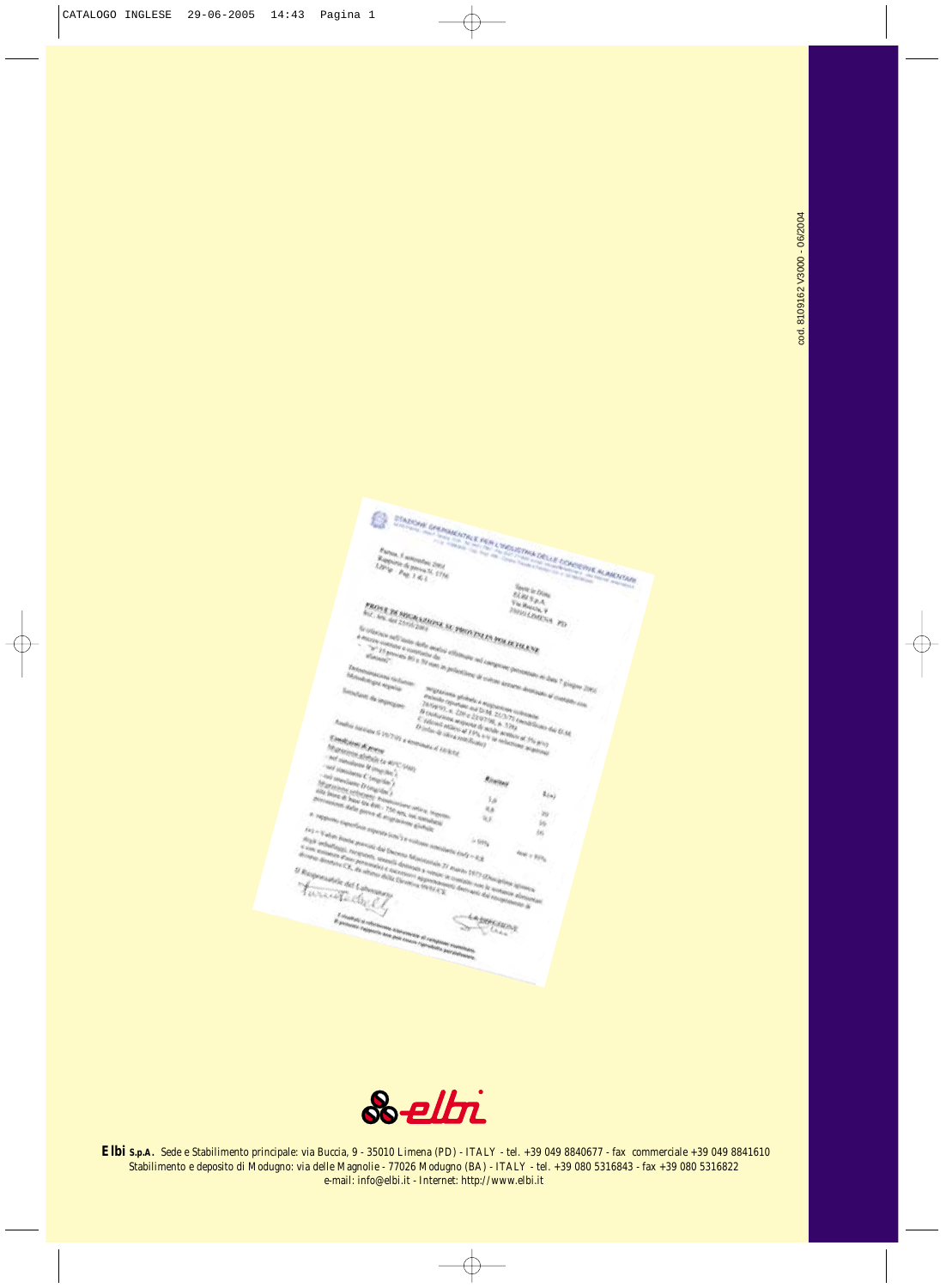cod. 8109162 V3000 - 06/2004

**Elbi** **S.p.A.** Sede e Stabilimento principale: via Buccia, 9 - 35010 Limena (PD) - ITALY - tel. +39 049 8840677 - fax commerciale +39 049 8841610
Stabilimento e deposito di Modugno: via delle Magnolie - 77026 Modugno (BA) - ITALY - tel. +39 080 5316843 - fax +39 080 5316822
e-mail: info@elbi.it - Internet: http://www.elbi.it